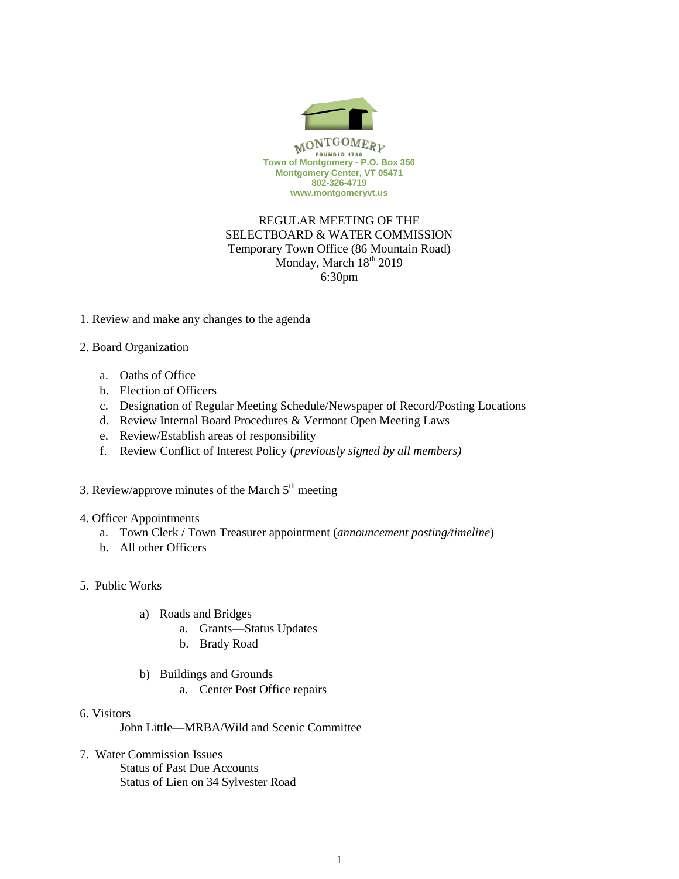MONTGOMERY
FOUNDED 1789
Town of Montgomery - P.O. Box 356
Montgomery Center, VT 05471
802-326-4719
www.montgomeryvt.us

# REGULAR MEETING OF THE SELECTBOARD & WATER COMMISSION

Temporary Town Office (86 Mountain Road)
Monday, March 18th 2019
6:30pm

1. Review and make any changes to the agenda

2. Board Organization

   a. Oaths of Office
   b. Election of Officers
   c. Designation of Regular Meeting Schedule/Newspaper of Record/Posting Locations
   d. Review Internal Board Procedures & Vermont Open Meeting Laws
   e. Review/Establish areas of responsibility
   f. Review Conflict of Interest Policy (*previously signed by all members)*

3. Review/approve minutes of the March 5th meeting

4. Officer Appointments
   a. Town Clerk / Town Treasurer appointment (*announcement posting/timeline*)
   b. All other Officers

5. Public Works

   a) Roads and Bridges
      a. Grants—Status Updates
      b. Brady Road

   b) Buildings and Grounds
      a. Center Post Office repairs

6. Visitors
   John Little—MRBA/Wild and Scenic Committee

7. Water Commission Issues
   Status of Past Due Accounts
   Status of Lien on 34 Sylvester Road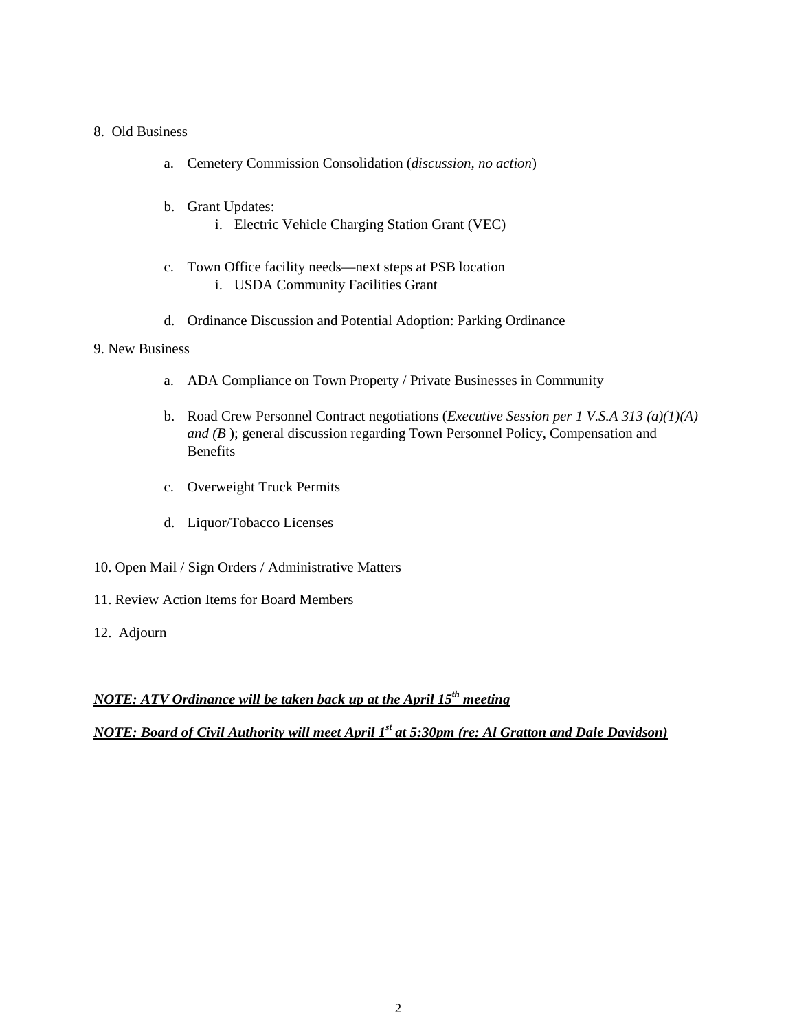8. Old Business

    a. Cemetery Commission Consolidation (*discussion, no action*)

    b. Grant Updates:
        i. Electric Vehicle Charging Station Grant (VEC)

    c. Town Office facility needs—next steps at PSB location
        i. USDA Community Facilities Grant

    d. Ordinance Discussion and Potential Adoption: Parking Ordinance

9. New Business

    a. ADA Compliance on Town Property / Private Businesses in Community

    b. Road Crew Personnel Contract negotiations (*Executive Session per 1 V.S.A 313 (a)(1)(A) and (B* ); general discussion regarding Town Personnel Policy, Compensation and Benefits

    c. Overweight Truck Permits

    d. Liquor/Tobacco Licenses

10. Open Mail / Sign Orders / Administrative Matters

11. Review Action Items for Board Members

12. Adjourn

***NOTE: ATV Ordinance will be taken back up at the April 15th meeting***

***NOTE: Board of Civil Authority will meet April 1st at 5:30pm (re: Al Gratton and Dale Davidson)***